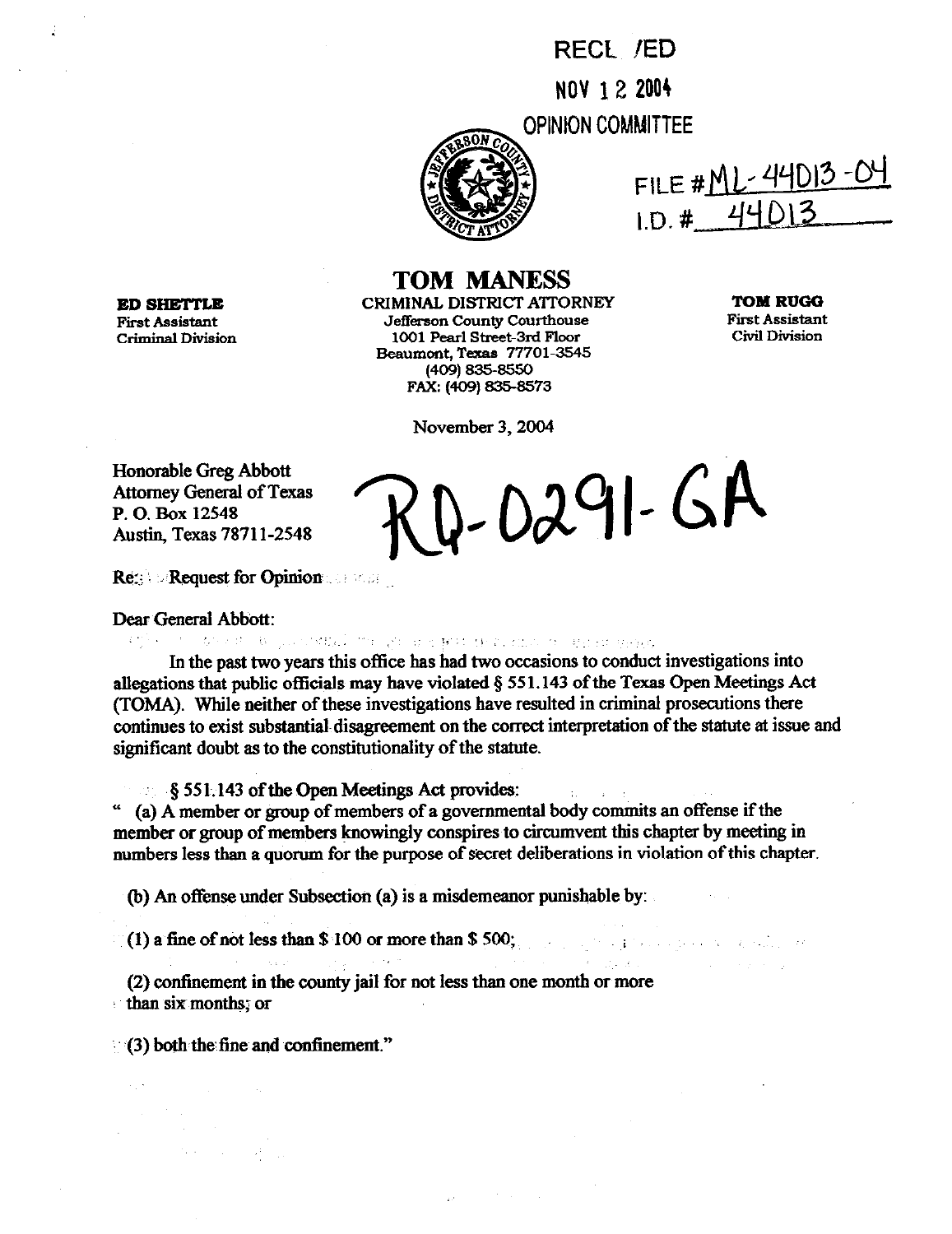RECEIVED

NOV 12 2004

OPINION COMMITTEE

FILE # ML-44013-04

I.D. # 44013

**TOM MANESS**

CRIMINAL DISTRICT ATTORNEY
Jefferson County Courthouse
1001 Pearl Street-3rd Floor
Beaumont, Texas 77701-3545
(409) 835-8550
FAX: (409) 835-8573

**ED SHETTLE**
First Assistant
Criminal Division

**TOM RUGG**
First Assistant
Civil Division

November 3, 2004

RQ-0291-GA

Honorable Greg Abbott
Attorney General of Texas
P. O. Box 12548
Austin, Texas 78711-2548

Re: Request for Opinion

Dear General Abbott:

In the past two years this office has had two occasions to conduct investigations into allegations that public officials may have violated § 551.143 of the Texas Open Meetings Act (TOMA). While neither of these investigations have resulted in criminal prosecutions there continues to exist substantial disagreement on the correct interpretation of the statute at issue and significant doubt as to the constitutionality of the statute.

§ 551.143 of the Open Meetings Act provides:

" (a) A member or group of members of a governmental body commits an offense if the member or group of members knowingly conspires to circumvent this chapter by meeting in numbers less than a quorum for the purpose of secret deliberations in violation of this chapter.

(b) An offense under Subsection (a) is a misdemeanor punishable by:

(1) a fine of not less than $ 100 or more than $ 500;

(2) confinement in the county jail for not less than one month or more than six months; or

(3) both the fine and confinement."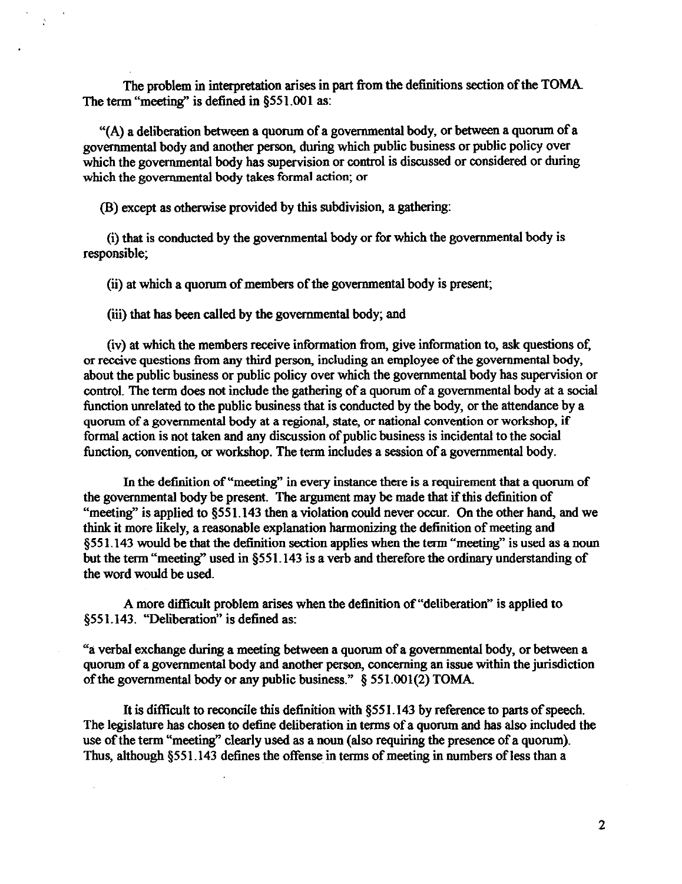The problem in interpretation arises in part from the definitions section of the TOMA. The term "meeting" is defined in §551.001 as:

"(A) a deliberation between a quorum of a governmental body, or between a quorum of a governmental body and another person, during which public business or public policy over which the governmental body has supervision or control is discussed or considered or during which the governmental body takes formal action; or

(B) except as otherwise provided by this subdivision, a gathering:

(i) that is conducted by the governmental body or for which the governmental body is responsible;

(ii) at which a quorum of members of the governmental body is present;

(iii) that has been called by the governmental body; and

(iv) at which the members receive information from, give information to, ask questions of, or receive questions from any third person, including an employee of the governmental body, about the public business or public policy over which the governmental body has supervision or control. The term does not include the gathering of a quorum of a governmental body at a social function unrelated to the public business that is conducted by the body, or the attendance by a quorum of a governmental body at a regional, state, or national convention or workshop, if formal action is not taken and any discussion of public business is incidental to the social function, convention, or workshop. The term includes a session of a governmental body.

In the definition of "meeting" in every instance there is a requirement that a quorum of the governmental body be present. The argument may be made that if this definition of "meeting" is applied to §551.143 then a violation could never occur. On the other hand, and we think it more likely, a reasonable explanation harmonizing the definition of meeting and §551.143 would be that the definition section applies when the term "meeting" is used as a noun but the term "meeting" used in §551.143 is a verb and therefore the ordinary understanding of the word would be used.

A more difficult problem arises when the definition of "deliberation" is applied to §551.143. "Deliberation" is defined as:

"a verbal exchange during a meeting between a quorum of a governmental body, or between a quorum of a governmental body and another person, concerning an issue within the jurisdiction of the governmental body or any public business." § 551.001(2) TOMA.

It is difficult to reconcile this definition with §551.143 by reference to parts of speech. The legislature has chosen to define deliberation in terms of a quorum and has also included the use of the term "meeting" clearly used as a noun (also requiring the presence of a quorum). Thus, although §551.143 defines the offense in terms of meeting in numbers of less than a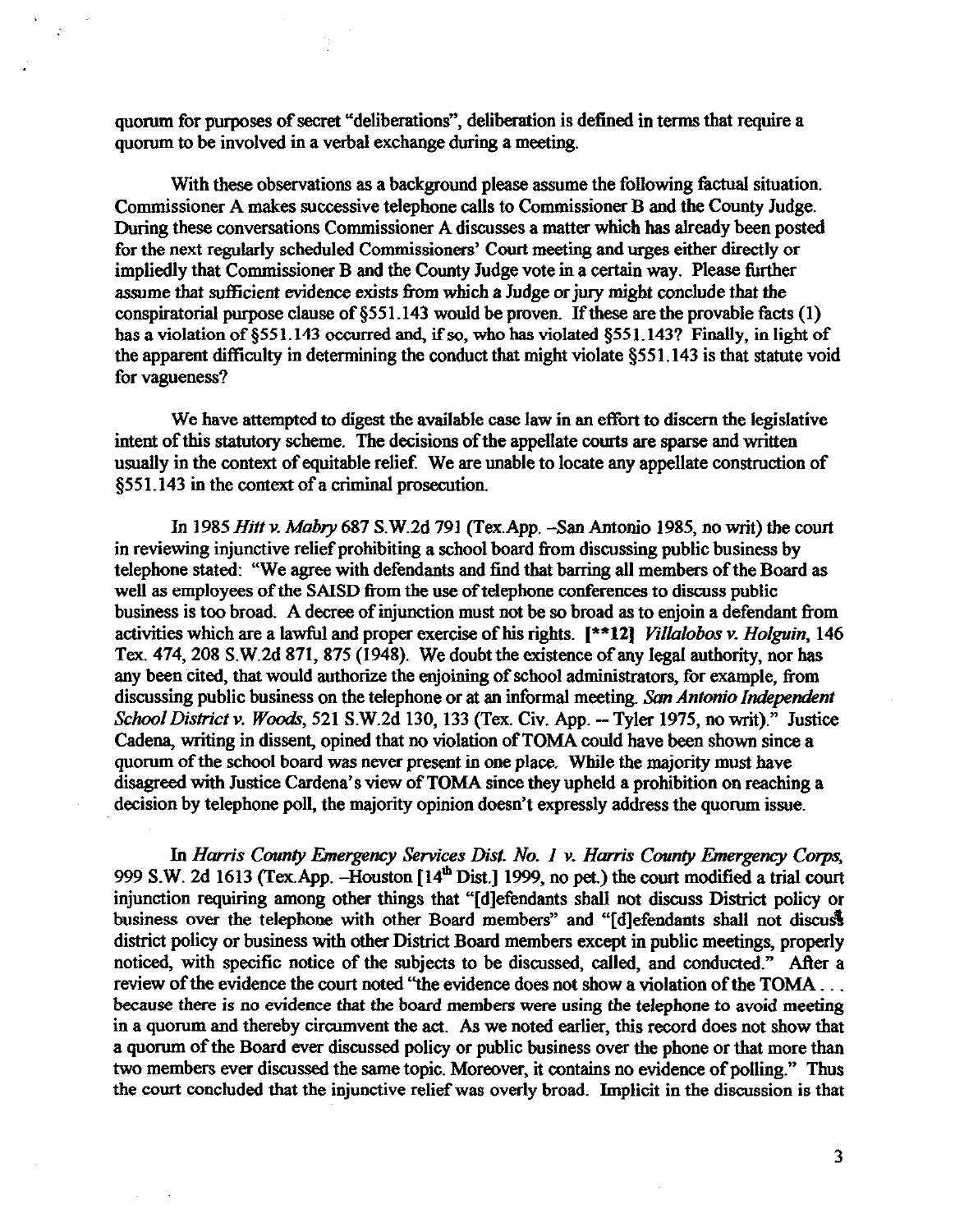quorum for purposes of secret "deliberations", deliberation is defined in terms that require a quorum to be involved in a verbal exchange during a meeting.

With these observations as a background please assume the following factual situation. Commissioner A makes successive telephone calls to Commissioner B and the County Judge. During these conversations Commissioner A discusses a matter which has already been posted for the next regularly scheduled Commissioners' Court meeting and urges either directly or impliedly that Commissioner B and the County Judge vote in a certain way. Please further assume that sufficient evidence exists from which a Judge or jury might conclude that the conspiratorial purpose clause of §551.143 would be proven. If these are the provable facts (1) has a violation of §551.143 occurred and, if so, who has violated §551.143? Finally, in light of the apparent difficulty in determining the conduct that might violate §551.143 is that statute void for vagueness?

We have attempted to digest the available case law in an effort to discern the legislative intent of this statutory scheme. The decisions of the appellate courts are sparse and written usually in the context of equitable relief. We are unable to locate any appellate construction of §551.143 in the context of a criminal prosecution.

In 1985 *Hitt v. Mabry* 687 S.W.2d 791 (Tex.App. –San Antonio 1985, no writ) the court in reviewing injunctive relief prohibiting a school board from discussing public business by telephone stated: "We agree with defendants and find that barring all members of the Board as well as employees of the SAISD from the use of telephone conferences to discuss public business is too broad. A decree of injunction must not be so broad as to enjoin a defendant from activities which are a lawful and proper exercise of his rights. [**12] *Villalobos v. Holguin*, 146 Tex. 474, 208 S.W.2d 871, 875 (1948). We doubt the existence of any legal authority, nor has any been cited, that would authorize the enjoining of school administrators, for example, from discussing public business on the telephone or at an informal meeting. *San Antonio Independent School District v. Woods*, 521 S.W.2d 130, 133 (Tex. Civ. App. -- Tyler 1975, no writ)." Justice Cadena, writing in dissent, opined that no violation of TOMA could have been shown since a quorum of the school board was never present in one place. While the majority must have disagreed with Justice Cardena's view of TOMA since they upheld a prohibition on reaching a decision by telephone poll, the majority opinion doesn't expressly address the quorum issue.

In *Harris County Emergency Services Dist. No. 1 v. Harris County Emergency Corps*, 999 S.W. 2d 1613 (Tex.App. –Houston [14th Dist.] 1999, no pet.) the court modified a trial court injunction requiring among other things that "[d]efendants shall not discuss District policy or business over the telephone with other Board members" and "[d]efendants shall not discuss district policy or business with other District Board members except in public meetings, properly noticed, with specific notice of the subjects to be discussed, called, and conducted." After a review of the evidence the court noted "the evidence does not show a violation of the TOMA . . . because there is no evidence that the board members were using the telephone to avoid meeting in a quorum and thereby circumvent the act. As we noted earlier, this record does not show that a quorum of the Board ever discussed policy or public business over the phone or that more than two members ever discussed the same topic. Moreover, it contains no evidence of polling." Thus the court concluded that the injunctive relief was overly broad. Implicit in the discussion is that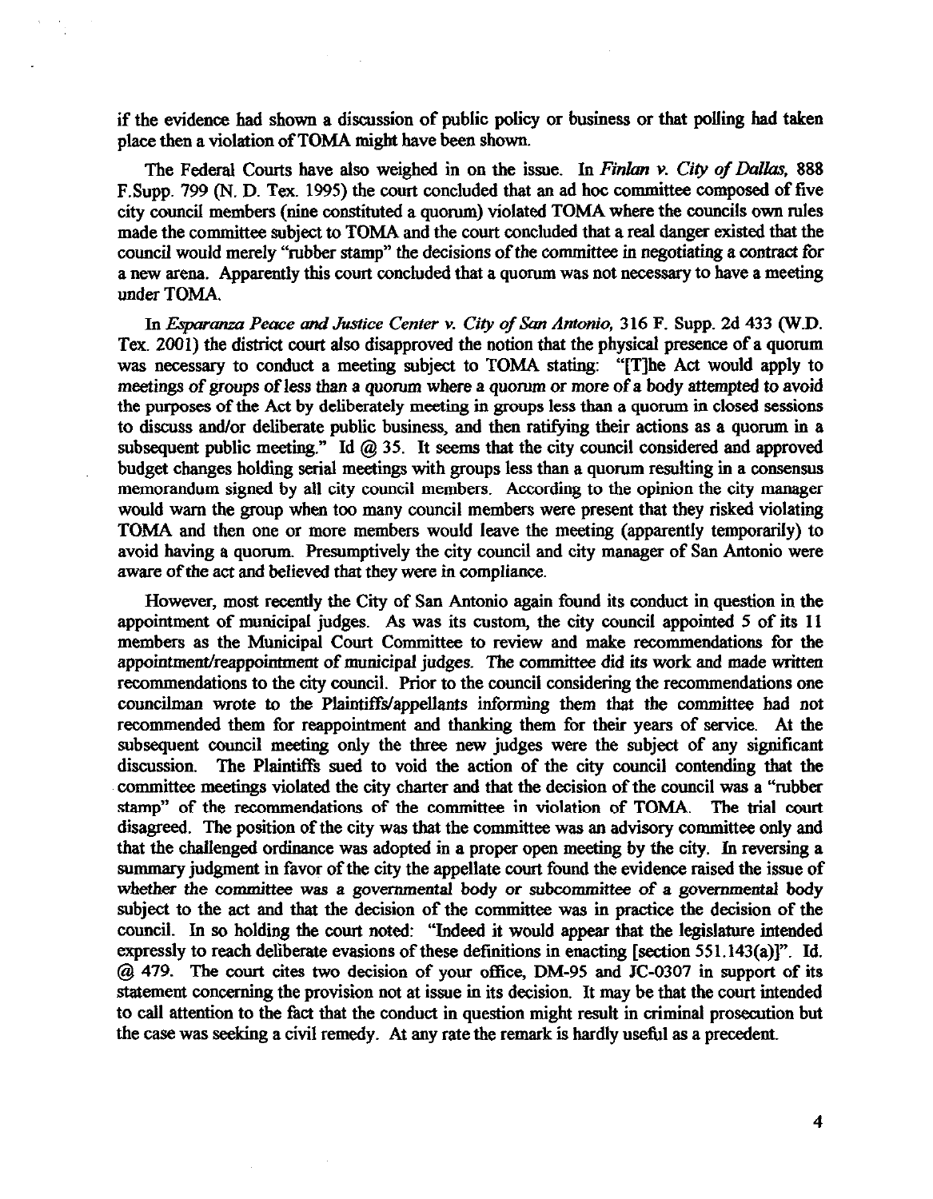if the evidence had shown a discussion of public policy or business or that polling had taken place then a violation of TOMA might have been shown.

The Federal Courts have also weighed in on the issue. In *Finlan v. City of Dallas*, 888 F.Supp. 799 (N. D. Tex. 1995) the court concluded that an ad hoc committee composed of five city council members (nine constituted a quorum) violated TOMA where the councils own rules made the committee subject to TOMA and the court concluded that a real danger existed that the council would merely "rubber stamp" the decisions of the committee in negotiating a contract for a new arena. Apparently this court concluded that a quorum was not necessary to have a meeting under TOMA.

In *Esparanza Peace and Justice Center v. City of San Antonio*, 316 F. Supp. 2d 433 (W.D. Tex. 2001) the district court also disapproved the notion that the physical presence of a quorum was necessary to conduct a meeting subject to TOMA stating: "[T]he Act would apply to meetings of groups of less than a quorum where a quorum or more of a body attempted to avoid the purposes of the Act by deliberately meeting in groups less than a quorum in closed sessions to discuss and/or deliberate public business, and then ratifying their actions as a quorum in a subsequent public meeting." Id @ 35. It seems that the city council considered and approved budget changes holding serial meetings with groups less than a quorum resulting in a consensus memorandum signed by all city council members. According to the opinion the city manager would warn the group when too many council members were present that they risked violating TOMA and then one or more members would leave the meeting (apparently temporarily) to avoid having a quorum. Presumptively the city council and city manager of San Antonio were aware of the act and believed that they were in compliance.

However, most recently the City of San Antonio again found its conduct in question in the appointment of municipal judges. As was its custom, the city council appointed 5 of its 11 members as the Municipal Court Committee to review and make recommendations for the appointment/reappointment of municipal judges. The committee did its work and made written recommendations to the city council. Prior to the council considering the recommendations one councilman wrote to the Plaintiffs/appellants informing them that the committee had not recommended them for reappointment and thanking them for their years of service. At the subsequent council meeting only the three new judges were the subject of any significant discussion. The Plaintiffs sued to void the action of the city council contending that the committee meetings violated the city charter and that the decision of the council was a "rubber stamp" of the recommendations of the committee in violation of TOMA. The trial court disagreed. The position of the city was that the committee was an advisory committee only and that the challenged ordinance was adopted in a proper open meeting by the city. In reversing a summary judgment in favor of the city the appellate court found the evidence raised the issue of whether the committee was a governmental body or subcommittee of a governmental body subject to the act and that the decision of the committee was in practice the decision of the council. In so holding the court noted: "Indeed it would appear that the legislature intended expressly to reach deliberate evasions of these definitions in enacting [section 551.143(a)]". Id. @ 479. The court cites two decision of your office, DM-95 and JC-0307 in support of its statement concerning the provision not at issue in its decision. It may be that the court intended to call attention to the fact that the conduct in question might result in criminal prosecution but the case was seeking a civil remedy. At any rate the remark is hardly useful as a precedent.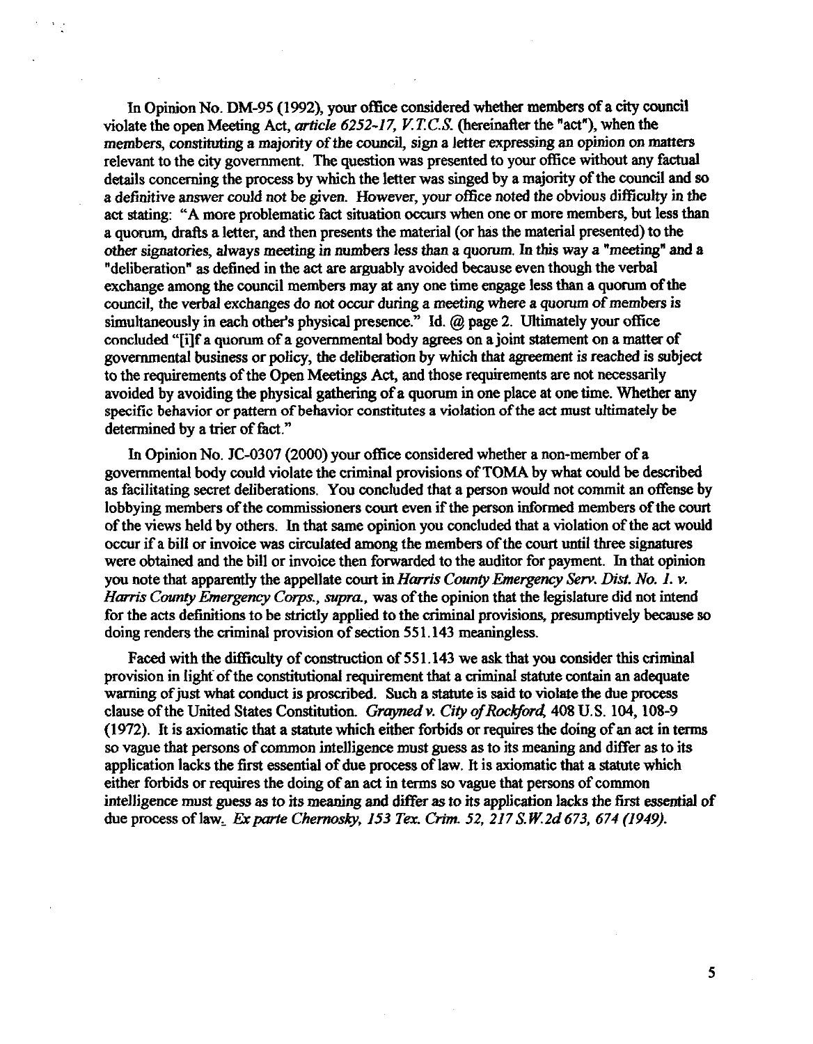In Opinion No. DM-95 (1992), your office considered whether members of a city council violate the open Meeting Act, *article 6252-17, V.T.C.S.* (hereinafter the "act"), when the members, constituting a majority of the council, sign a letter expressing an opinion on matters relevant to the city government. The question was presented to your office without any factual details concerning the process by which the letter was singed by a majority of the council and so a definitive answer could not be given. However, your office noted the obvious difficulty in the act stating: "A more problematic fact situation occurs when one or more members, but less than a quorum, drafts a letter, and then presents the material (or has the material presented) to the other signatories, always meeting in numbers less than a quorum. In this way a "meeting" and a "deliberation" as defined in the act are arguably avoided because even though the verbal exchange among the council members may at any one time engage less than a quorum of the council, the verbal exchanges do not occur during a meeting where a quorum of members is simultaneously in each other's physical presence." Id. @ page 2. Ultimately your office concluded "[i]f a quorum of a governmental body agrees on a joint statement on a matter of governmental business or policy, the deliberation by which that agreement is reached is subject to the requirements of the Open Meetings Act, and those requirements are not necessarily avoided by avoiding the physical gathering of a quorum in one place at one time. Whether any specific behavior or pattern of behavior constitutes a violation of the act must ultimately be determined by a trier of fact."

In Opinion No. JC-0307 (2000) your office considered whether a non-member of a governmental body could violate the criminal provisions of TOMA by what could be described as facilitating secret deliberations. You concluded that a person would not commit an offense by lobbying members of the commissioners court even if the person informed members of the court of the views held by others. In that same opinion you concluded that a violation of the act would occur if a bill or invoice was circulated among the members of the court until three signatures were obtained and the bill or invoice then forwarded to the auditor for payment. In that opinion you note that apparently the appellate court in *Harris County Emergency Serv. Dist. No. 1. v. Harris County Emergency Corps., supra.*, was of the opinion that the legislature did not intend for the acts definitions to be strictly applied to the criminal provisions, presumptively because so doing renders the criminal provision of section 551.143 meaningless.

Faced with the difficulty of construction of 551.143 we ask that you consider this criminal provision in light of the constitutional requirement that a criminal statute contain an adequate warning of just what conduct is proscribed. Such a statute is said to violate the due process clause of the United States Constitution. *Grayned v. City of Rockford*, 408 U.S. 104, 108-9 (1972). It is axiomatic that a statute which either forbids or requires the doing of an act in terms so vague that persons of common intelligence must guess as to its meaning and differ as to its application lacks the first essential of due process of law. It is axiomatic that a statute which either forbids or requires the doing of an act in terms so vague that persons of common intelligence must guess as to its meaning and differ as to its application lacks the first essential of due process of law. *Ex parte Chernosky, 153 Tex. Crim. 52, 217 S.W.2d 673, 674 (1949).*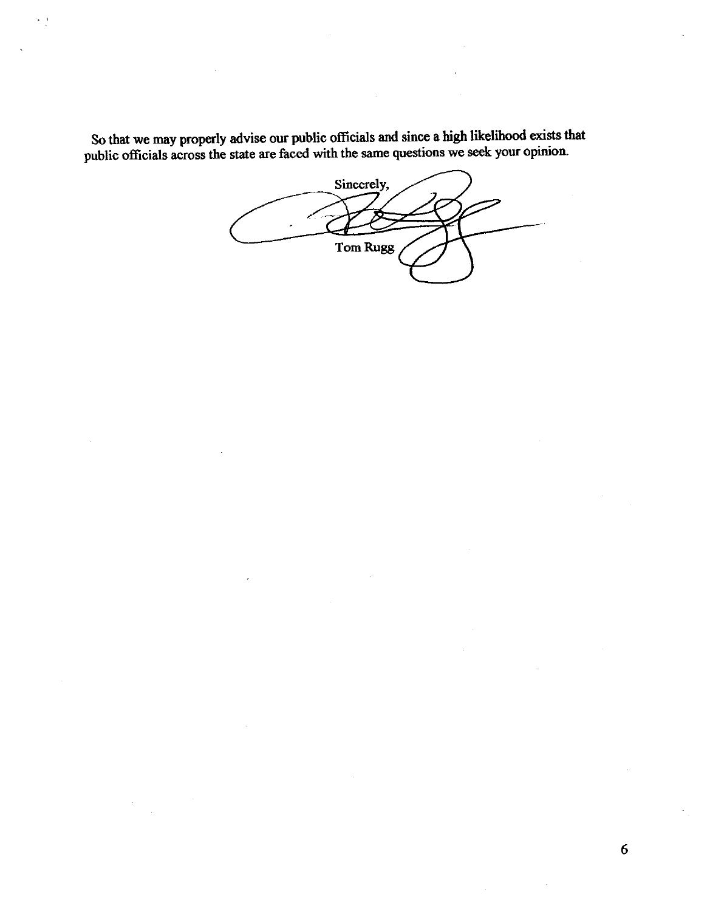So that we may properly advise our public officials and since a high likelihood exists that public officials across the state are faced with the same questions we seek your opinion.

Sincerely,

Tom Rugg